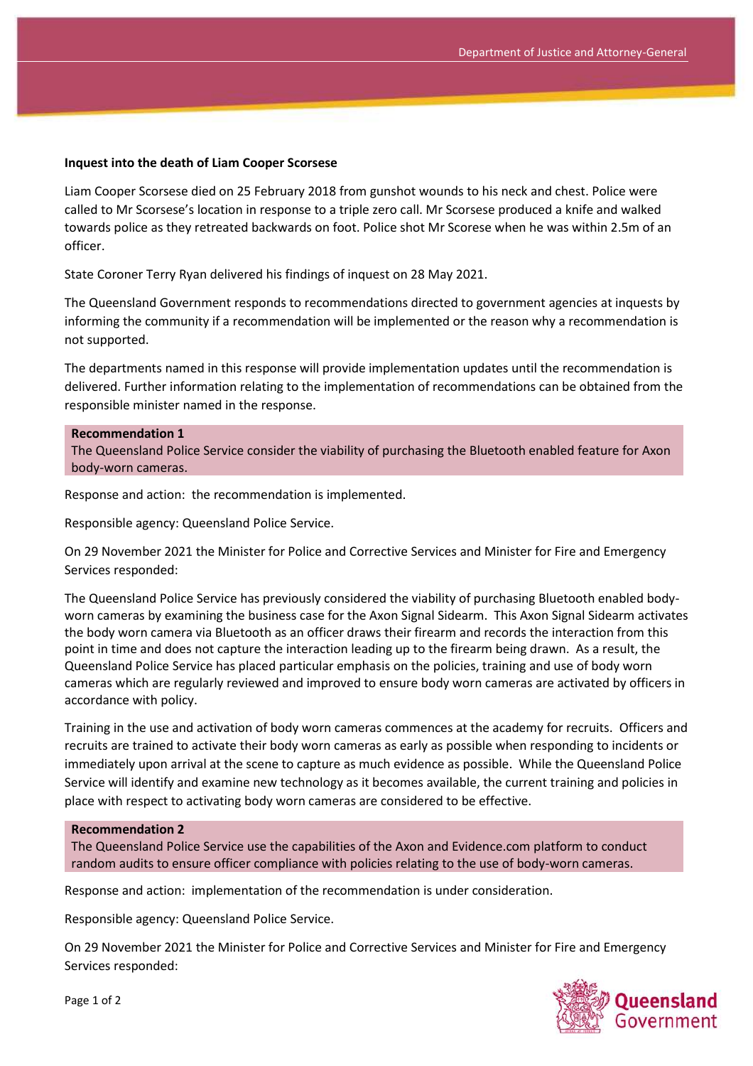**Inquest into the death of Liam Cooper Scorsese**

Liam Cooper Scorsese died on 25 February 2018 from gunshot wounds to his neck and chest. Police were called to Mr Scorsese's location in response to a triple zero call. Mr Scorsese produced a knife and walked towards police as they retreated backwards on foot. Police shot Mr Scorese when he was within 2.5m of an officer.

State Coroner Terry Ryan delivered his findings of inquest on 28 May 2021.

The Queensland Government responds to recommendations directed to government agencies at inquests by informing the community if a recommendation will be implemented or the reason why a recommendation is not supported.

The departments named in this response will provide implementation updates until the recommendation is delivered. Further information relating to the implementation of recommendations can be obtained from the responsible minister named in the response.

**Recommendation 1**

The Queensland Police Service consider the viability of purchasing the Bluetooth enabled feature for Axon body-worn cameras.

Response and action: the recommendation is implemented.

Responsible agency: Queensland Police Service.

On 29 November 2021 the Minister for Police and Corrective Services and Minister for Fire and Emergency Services responded:

The Queensland Police Service has previously considered the viability of purchasing Bluetooth enabled body-worn cameras by examining the business case for the Axon Signal Sidearm. This Axon Signal Sidearm activates the body worn camera via Bluetooth as an officer draws their firearm and records the interaction from this point in time and does not capture the interaction leading up to the firearm being drawn. As a result, the Queensland Police Service has placed particular emphasis on the policies, training and use of body worn cameras which are regularly reviewed and improved to ensure body worn cameras are activated by officers in accordance with policy.

Training in the use and activation of body worn cameras commences at the academy for recruits. Officers and recruits are trained to activate their body worn cameras as early as possible when responding to incidents or immediately upon arrival at the scene to capture as much evidence as possible. While the Queensland Police Service will identify and examine new technology as it becomes available, the current training and policies in place with respect to activating body worn cameras are considered to be effective.

**Recommendation 2**

The Queensland Police Service use the capabilities of the Axon and Evidence.com platform to conduct random audits to ensure officer compliance with policies relating to the use of body-worn cameras.

Response and action: implementation of the recommendation is under consideration.

Responsible agency: Queensland Police Service.

On 29 November 2021 the Minister for Police and Corrective Services and Minister for Fire and Emergency Services responded: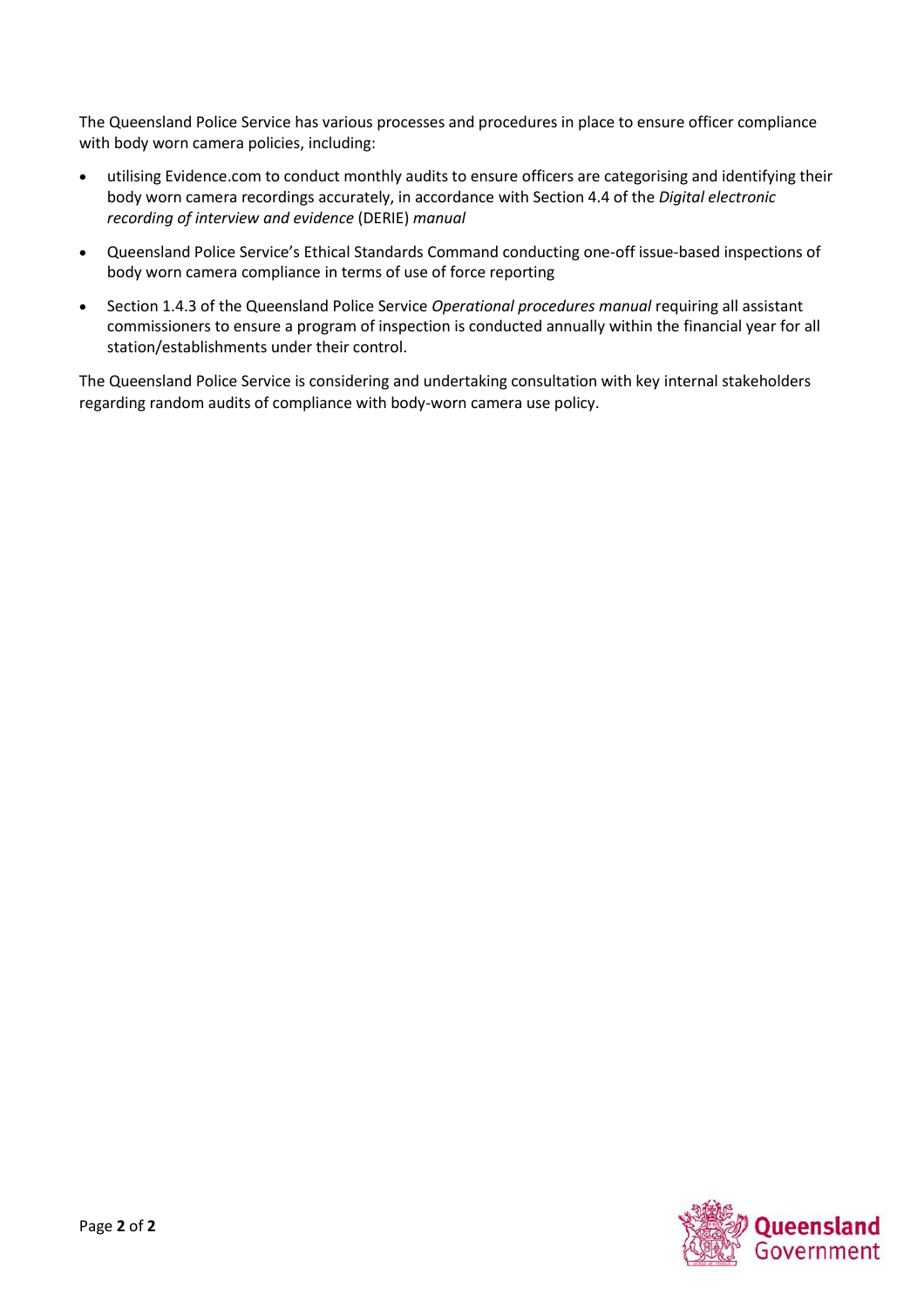The Queensland Police Service has various processes and procedures in place to ensure officer compliance with body worn camera policies, including:

- utilising Evidence.com to conduct monthly audits to ensure officers are categorising and identifying their body worn camera recordings accurately, in accordance with Section 4.4 of the *Digital electronic recording of interview and evidence* (DERIE) *manual*
- Queensland Police Service's Ethical Standards Command conducting one-off issue-based inspections of body worn camera compliance in terms of use of force reporting
- Section 1.4.3 of the Queensland Police Service *Operational procedures manual* requiring all assistant commissioners to ensure a program of inspection is conducted annually within the financial year for all station/establishments under their control.

The Queensland Police Service is considering and undertaking consultation with key internal stakeholders regarding random audits of compliance with body-worn camera use policy.